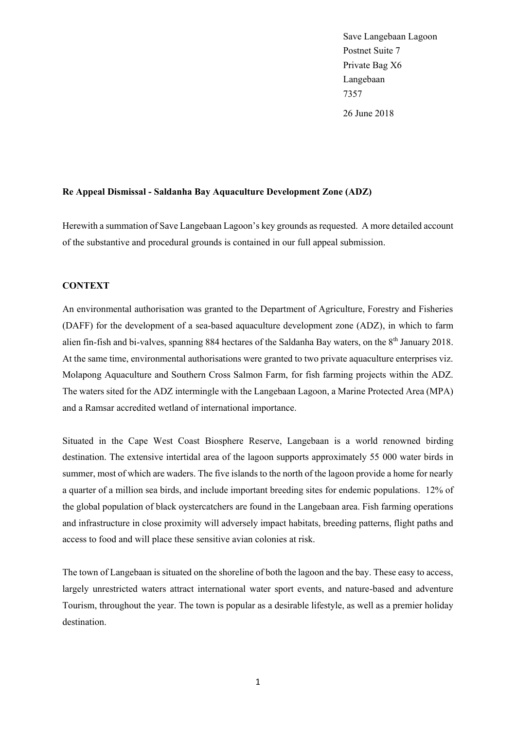Save Langebaan Lagoon
Postnet Suite 7
Private Bag X6
Langebaan
7357

26 June 2018

**Re Appeal Dismissal - Saldanha Bay Aquaculture Development Zone (ADZ)**

Herewith a summation of Save Langebaan Lagoon's key grounds as requested. A more detailed account of the substantive and procedural grounds is contained in our full appeal submission.

## CONTEXT

An environmental authorisation was granted to the Department of Agriculture, Forestry and Fisheries (DAFF) for the development of a sea-based aquaculture development zone (ADZ), in which to farm alien fin-fish and bi-valves, spanning 884 hectares of the Saldanha Bay waters, on the 8th January 2018. At the same time, environmental authorisations were granted to two private aquaculture enterprises viz. Molapong Aquaculture and Southern Cross Salmon Farm, for fish farming projects within the ADZ. The waters sited for the ADZ intermingle with the Langebaan Lagoon, a Marine Protected Area (MPA) and a Ramsar accredited wetland of international importance.

Situated in the Cape West Coast Biosphere Reserve, Langebaan is a world renowned birding destination. The extensive intertidal area of the lagoon supports approximately 55 000 water birds in summer, most of which are waders. The five islands to the north of the lagoon provide a home for nearly a quarter of a million sea birds, and include important breeding sites for endemic populations. 12% of the global population of black oystercatchers are found in the Langebaan area. Fish farming operations and infrastructure in close proximity will adversely impact habitats, breeding patterns, flight paths and access to food and will place these sensitive avian colonies at risk.

The town of Langebaan is situated on the shoreline of both the lagoon and the bay. These easy to access, largely unrestricted waters attract international water sport events, and nature-based and adventure Tourism, throughout the year. The town is popular as a desirable lifestyle, as well as a premier holiday destination.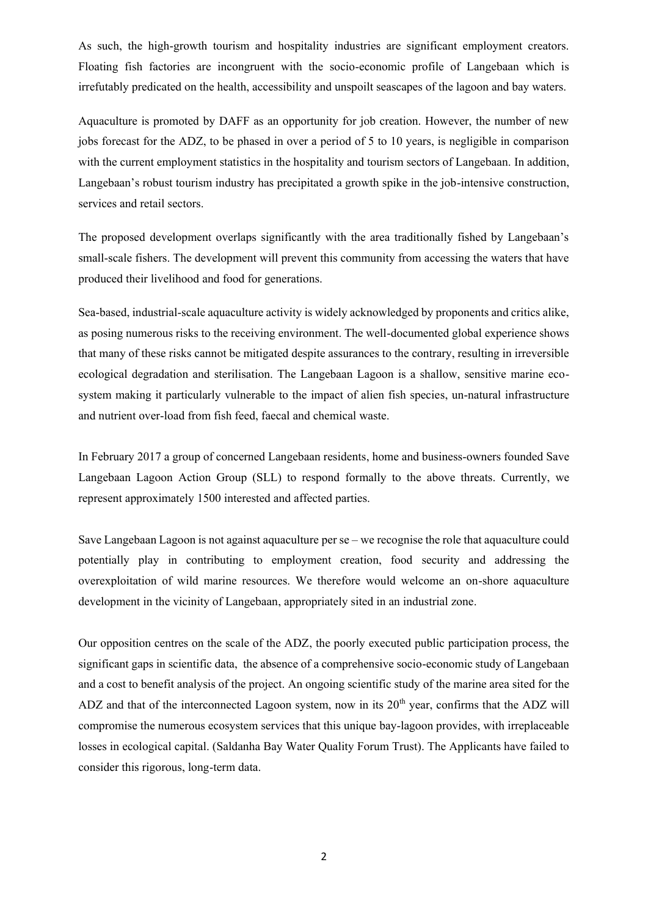As such, the high-growth tourism and hospitality industries are significant employment creators. Floating fish factories are incongruent with the socio-economic profile of Langebaan which is irrefutably predicated on the health, accessibility and unspoilt seascapes of the lagoon and bay waters.

Aquaculture is promoted by DAFF as an opportunity for job creation. However, the number of new jobs forecast for the ADZ, to be phased in over a period of 5 to 10 years, is negligible in comparison with the current employment statistics in the hospitality and tourism sectors of Langebaan. In addition, Langebaan's robust tourism industry has precipitated a growth spike in the job-intensive construction, services and retail sectors.

The proposed development overlaps significantly with the area traditionally fished by Langebaan's small-scale fishers. The development will prevent this community from accessing the waters that have produced their livelihood and food for generations.

Sea-based, industrial-scale aquaculture activity is widely acknowledged by proponents and critics alike, as posing numerous risks to the receiving environment. The well-documented global experience shows that many of these risks cannot be mitigated despite assurances to the contrary, resulting in irreversible ecological degradation and sterilisation. The Langebaan Lagoon is a shallow, sensitive marine eco-system making it particularly vulnerable to the impact of alien fish species, un-natural infrastructure and nutrient over-load from fish feed, faecal and chemical waste.

In February 2017 a group of concerned Langebaan residents, home and business-owners founded Save Langebaan Lagoon Action Group (SLL) to respond formally to the above threats. Currently, we represent approximately 1500 interested and affected parties.

Save Langebaan Lagoon is not against aquaculture per se – we recognise the role that aquaculture could potentially play in contributing to employment creation, food security and addressing the overexploitation of wild marine resources. We therefore would welcome an on-shore aquaculture development in the vicinity of Langebaan, appropriately sited in an industrial zone.

Our opposition centres on the scale of the ADZ, the poorly executed public participation process, the significant gaps in scientific data, the absence of a comprehensive socio-economic study of Langebaan and a cost to benefit analysis of the project. An ongoing scientific study of the marine area sited for the ADZ and that of the interconnected Lagoon system, now in its 20th year, confirms that the ADZ will compromise the numerous ecosystem services that this unique bay-lagoon provides, with irreplaceable losses in ecological capital. (Saldanha Bay Water Quality Forum Trust). The Applicants have failed to consider this rigorous, long-term data.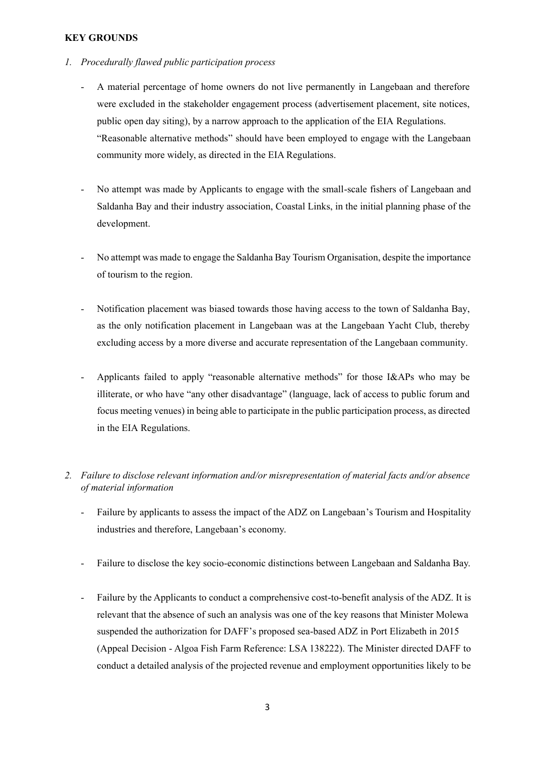**KEY GROUNDS**

*1. Procedurally flawed public participation process*

- A material percentage of home owners do not live permanently in Langebaan and therefore were excluded in the stakeholder engagement process (advertisement placement, site notices, public open day siting), by a narrow approach to the application of the EIA Regulations. "Reasonable alternative methods" should have been employed to engage with the Langebaan community more widely, as directed in the EIA Regulations.

- No attempt was made by Applicants to engage with the small-scale fishers of Langebaan and Saldanha Bay and their industry association, Coastal Links, in the initial planning phase of the development.

- No attempt was made to engage the Saldanha Bay Tourism Organisation, despite the importance of tourism to the region.

- Notification placement was biased towards those having access to the town of Saldanha Bay, as the only notification placement in Langebaan was at the Langebaan Yacht Club, thereby excluding access by a more diverse and accurate representation of the Langebaan community.

- Applicants failed to apply "reasonable alternative methods" for those I&APs who may be illiterate, or who have "any other disadvantage" (language, lack of access to public forum and focus meeting venues) in being able to participate in the public participation process, as directed in the EIA Regulations.

*2. Failure to disclose relevant information and/or misrepresentation of material facts and/or absence of material information*

- Failure by applicants to assess the impact of the ADZ on Langebaan's Tourism and Hospitality industries and therefore, Langebaan's economy.

- Failure to disclose the key socio-economic distinctions between Langebaan and Saldanha Bay.

- Failure by the Applicants to conduct a comprehensive cost-to-benefit analysis of the ADZ. It is relevant that the absence of such an analysis was one of the key reasons that Minister Molewa suspended the authorization for DAFF's proposed sea-based ADZ in Port Elizabeth in 2015 (Appeal Decision - Algoa Fish Farm Reference: LSA 138222). The Minister directed DAFF to conduct a detailed analysis of the projected revenue and employment opportunities likely to be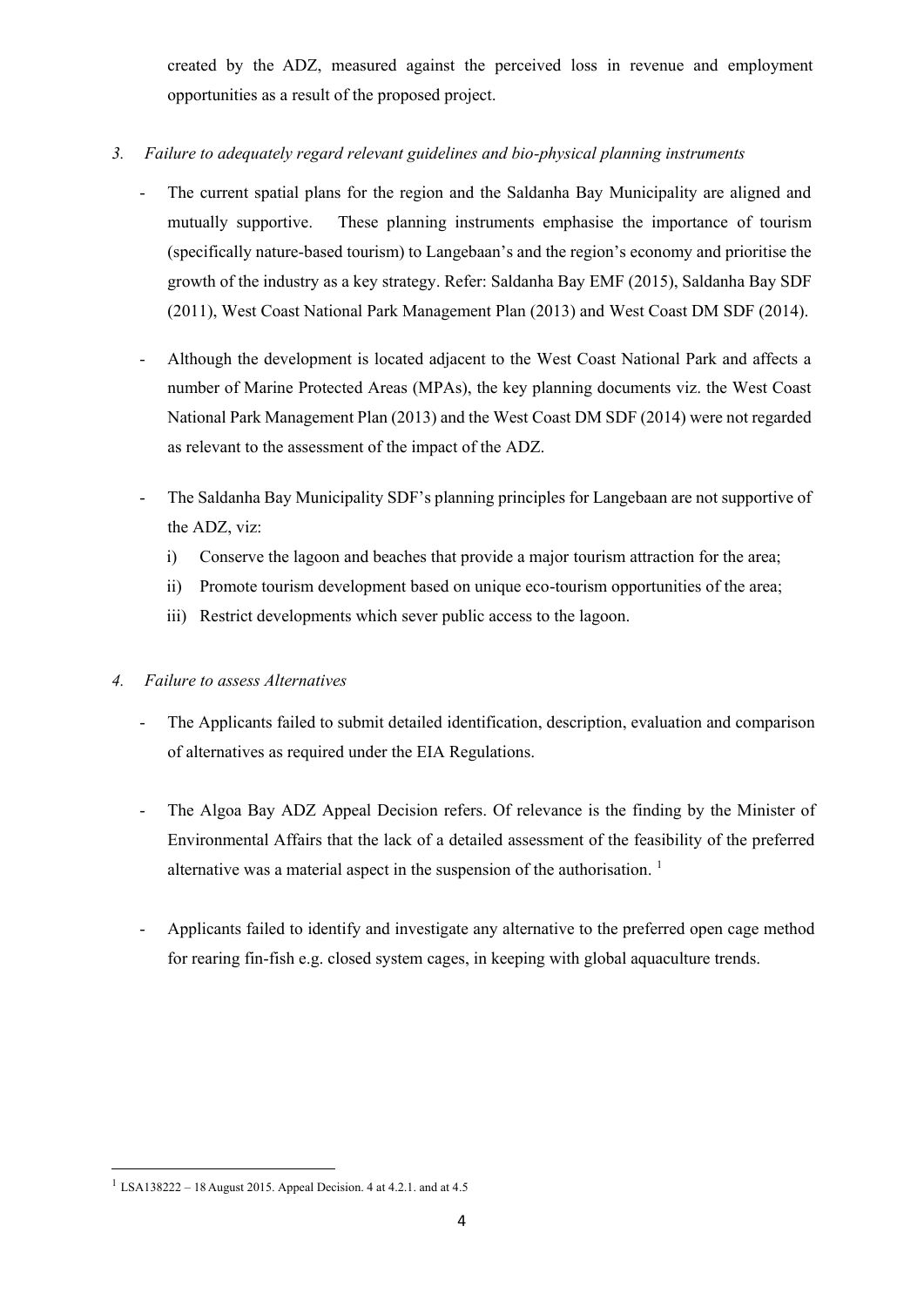created by the ADZ, measured against the perceived loss in revenue and employment opportunities as a result of the proposed project.

3. *Failure to adequately regard relevant guidelines and bio-physical planning instruments*

- The current spatial plans for the region and the Saldanha Bay Municipality are aligned and mutually supportive. These planning instruments emphasise the importance of tourism (specifically nature-based tourism) to Langebaan's and the region's economy and prioritise the growth of the industry as a key strategy. Refer: Saldanha Bay EMF (2015), Saldanha Bay SDF (2011), West Coast National Park Management Plan (2013) and West Coast DM SDF (2014).

- Although the development is located adjacent to the West Coast National Park and affects a number of Marine Protected Areas (MPAs), the key planning documents viz. the West Coast National Park Management Plan (2013) and the West Coast DM SDF (2014) were not regarded as relevant to the assessment of the impact of the ADZ.

- The Saldanha Bay Municipality SDF's planning principles for Langebaan are not supportive of the ADZ, viz:
  i) Conserve the lagoon and beaches that provide a major tourism attraction for the area;
  ii) Promote tourism development based on unique eco-tourism opportunities of the area;
  iii) Restrict developments which sever public access to the lagoon.

4. *Failure to assess Alternatives*

- The Applicants failed to submit detailed identification, description, evaluation and comparison of alternatives as required under the EIA Regulations.

- The Algoa Bay ADZ Appeal Decision refers. Of relevance is the finding by the Minister of Environmental Affairs that the lack of a detailed assessment of the feasibility of the preferred alternative was a material aspect in the suspension of the authorisation. [1]

- Applicants failed to identify and investigate any alternative to the preferred open cage method for rearing fin-fish e.g. closed system cages, in keeping with global aquaculture trends.

---

[1] LSA138222 – 18 August 2015. Appeal Decision. 4 at 4.2.1. and at 4.5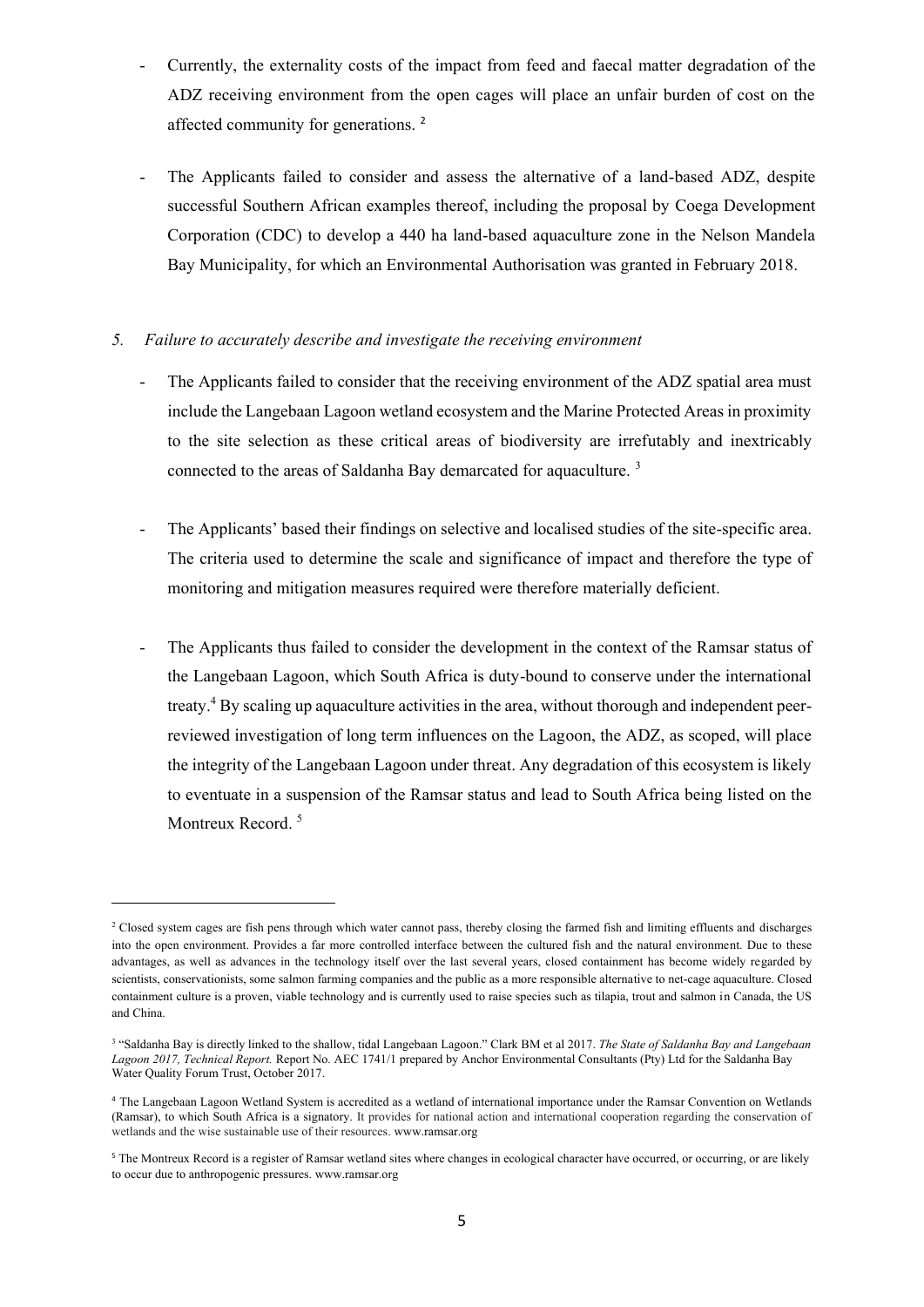- Currently, the externality costs of the impact from feed and faecal matter degradation of the ADZ receiving environment from the open cages will place an unfair burden of cost on the affected community for generations. [2]

- The Applicants failed to consider and assess the alternative of a land-based ADZ, despite successful Southern African examples thereof, including the proposal by Coega Development Corporation (CDC) to develop a 440 ha land-based aquaculture zone in the Nelson Mandela Bay Municipality, for which an Environmental Authorisation was granted in February 2018.

*5. Failure to accurately describe and investigate the receiving environment*

- The Applicants failed to consider that the receiving environment of the ADZ spatial area must include the Langebaan Lagoon wetland ecosystem and the Marine Protected Areas in proximity to the site selection as these critical areas of biodiversity are irrefutably and inextricably connected to the areas of Saldanha Bay demarcated for aquaculture. [3]

- The Applicants' based their findings on selective and localised studies of the site-specific area. The criteria used to determine the scale and significance of impact and therefore the type of monitoring and mitigation measures required were therefore materially deficient.

- The Applicants thus failed to consider the development in the context of the Ramsar status of the Langebaan Lagoon, which South Africa is duty-bound to conserve under the international treaty.[4] By scaling up aquaculture activities in the area, without thorough and independent peer-reviewed investigation of long term influences on the Lagoon, the ADZ, as scoped, will place the integrity of the Langebaan Lagoon under threat. Any degradation of this ecosystem is likely to eventuate in a suspension of the Ramsar status and lead to South Africa being listed on the Montreux Record. [5]

---

[2] Closed system cages are fish pens through which water cannot pass, thereby closing the farmed fish and limiting effluents and discharges into the open environment. Provides a far more controlled interface between the cultured fish and the natural environment. Due to these advantages, as well as advances in the technology itself over the last several years, closed containment has become widely regarded by scientists, conservationists, some salmon farming companies and the public as a more responsible alternative to net-cage aquaculture. Closed containment culture is a proven, viable technology and is currently used to raise species such as tilapia, trout and salmon in Canada, the US and China.

[3] "Saldanha Bay is directly linked to the shallow, tidal Langebaan Lagoon." Clark BM et al 2017. *The State of Saldanha Bay and Langebaan Lagoon 2017, Technical Report.* Report No. AEC 1741/1 prepared by Anchor Environmental Consultants (Pty) Ltd for the Saldanha Bay Water Quality Forum Trust, October 2017.

[4] The Langebaan Lagoon Wetland System is accredited as a wetland of international importance under the Ramsar Convention on Wetlands (Ramsar), to which South Africa is a signatory. It provides for national action and international cooperation regarding the conservation of wetlands and the wise sustainable use of their resources. www.ramsar.org

[5] The Montreux Record is a register of Ramsar wetland sites where changes in ecological character have occurred, or occurring, or are likely to occur due to anthropogenic pressures. www.ramsar.org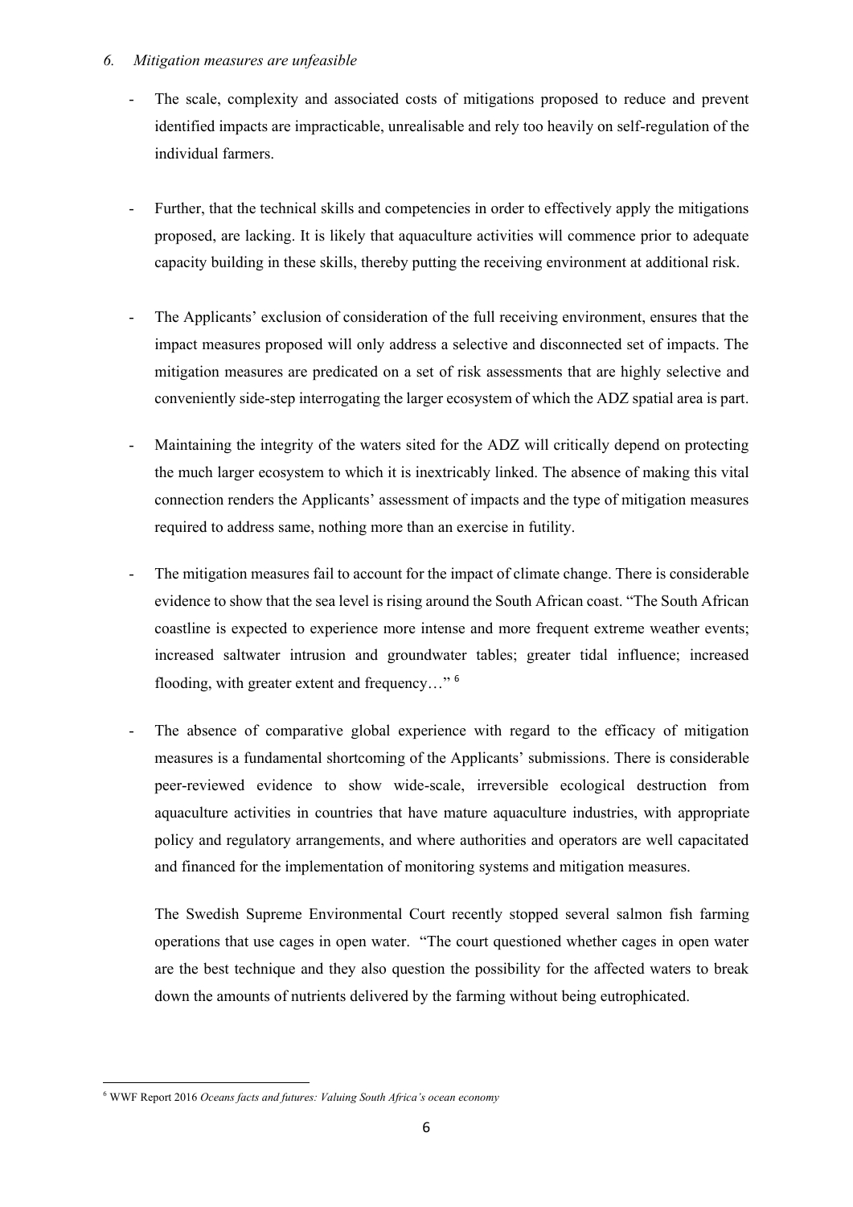*6. Mitigation measures are unfeasible*

- The scale, complexity and associated costs of mitigations proposed to reduce and prevent identified impacts are impracticable, unrealisable and rely too heavily on self-regulation of the individual farmers.

- Further, that the technical skills and competencies in order to effectively apply the mitigations proposed, are lacking. It is likely that aquaculture activities will commence prior to adequate capacity building in these skills, thereby putting the receiving environment at additional risk.

- The Applicants' exclusion of consideration of the full receiving environment, ensures that the impact measures proposed will only address a selective and disconnected set of impacts. The mitigation measures are predicated on a set of risk assessments that are highly selective and conveniently side-step interrogating the larger ecosystem of which the ADZ spatial area is part.

- Maintaining the integrity of the waters sited for the ADZ will critically depend on protecting the much larger ecosystem to which it is inextricably linked. The absence of making this vital connection renders the Applicants' assessment of impacts and the type of mitigation measures required to address same, nothing more than an exercise in futility.

- The mitigation measures fail to account for the impact of climate change. There is considerable evidence to show that the sea level is rising around the South African coast. "The South African coastline is expected to experience more intense and more frequent extreme weather events; increased saltwater intrusion and groundwater tables; greater tidal influence; increased flooding, with greater extent and frequency…" [6]

- The absence of comparative global experience with regard to the efficacy of mitigation measures is a fundamental shortcoming of the Applicants' submissions. There is considerable peer-reviewed evidence to show wide-scale, irreversible ecological destruction from aquaculture activities in countries that have mature aquaculture industries, with appropriate policy and regulatory arrangements, and where authorities and operators are well capacitated and financed for the implementation of monitoring systems and mitigation measures.

  The Swedish Supreme Environmental Court recently stopped several salmon fish farming operations that use cages in open water. "The court questioned whether cages in open water are the best technique and they also question the possibility for the affected waters to break down the amounts of nutrients delivered by the farming without being eutrophicated.

---

[6] WWF Report 2016 *Oceans facts and futures: Valuing South Africa's ocean economy*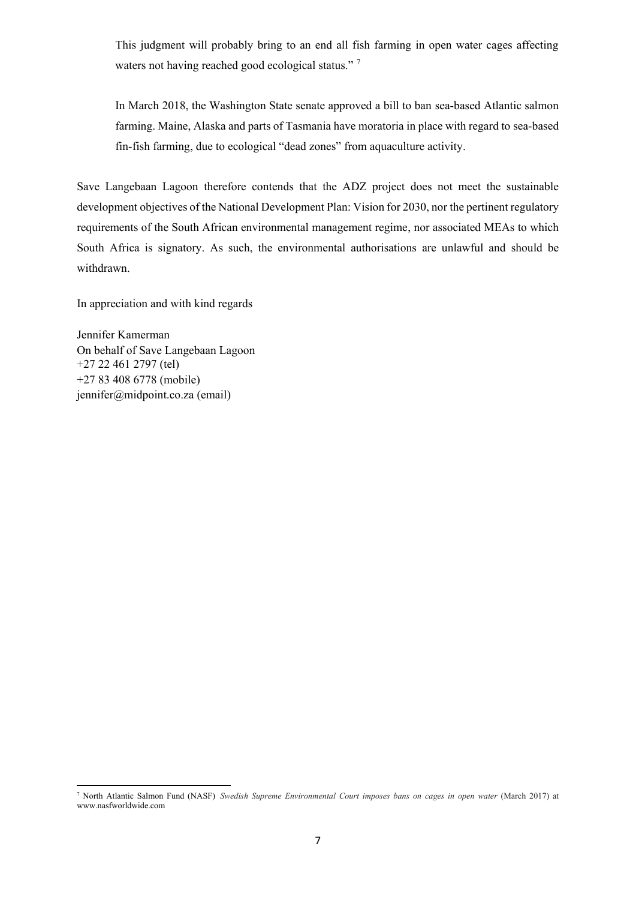> This judgment will probably bring to an end all fish farming in open water cages affecting waters not having reached good ecological status." [7]
>
> In March 2018, the Washington State senate approved a bill to ban sea-based Atlantic salmon farming. Maine, Alaska and parts of Tasmania have moratoria in place with regard to sea-based fin-fish farming, due to ecological "dead zones" from aquaculture activity.

Save Langebaan Lagoon therefore contends that the ADZ project does not meet the sustainable development objectives of the National Development Plan: Vision for 2030, nor the pertinent regulatory requirements of the South African environmental management regime, nor associated MEAs to which South Africa is signatory. As such, the environmental authorisations are unlawful and should be withdrawn.

In appreciation and with kind regards

Jennifer Kamerman
On behalf of Save Langebaan Lagoon
+27 22 461 2797 (tel)
+27 83 408 6778 (mobile)
jennifer@midpoint.co.za (email)

---

[7] North Atlantic Salmon Fund (NASF) *Swedish Supreme Environmental Court imposes bans on cages in open water* (March 2017) at www.nasfworldwide.com